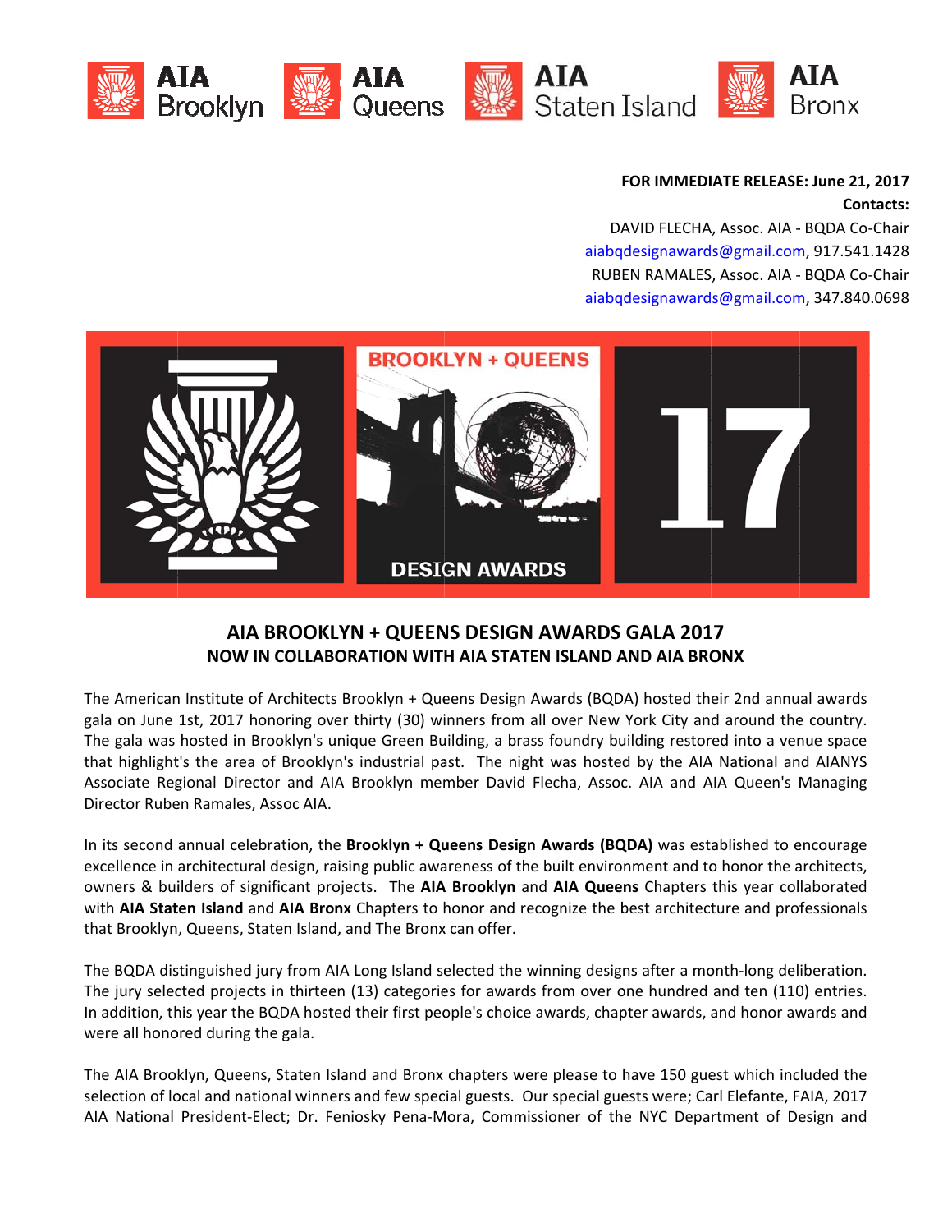**FOR IMMEDIATE RELEASE: June 21, 2017**
**Contacts:**
DAVID FLECHA, Assoc. AIA - BQDA Co-Chair
aiabqdesignawards@gmail.com, 917.541.1428
RUBEN RAMALES, Assoc. AIA - BQDA Co-Chair
aiabqdesignawards@gmail.com, 347.840.0698

## AIA BROOKLYN + QUEENS DESIGN AWARDS GALA 2017
### NOW IN COLLABORATION WITH AIA STATEN ISLAND AND AIA BRONX

The American Institute of Architects Brooklyn + Queens Design Awards (BQDA) hosted their 2nd annual awards gala on June 1st, 2017 honoring over thirty (30) winners from all over New York City and around the country. The gala was hosted in Brooklyn's unique Green Building, a brass foundry building restored into a venue space that highlight's the area of Brooklyn's industrial past. The night was hosted by the AIA National and AIANYS Associate Regional Director and AIA Brooklyn member David Flecha, Assoc. AIA and AIA Queen's Managing Director Ruben Ramales, Assoc AIA.

In its second annual celebration, the **Brooklyn + Queens Design Awards (BQDA)** was established to encourage excellence in architectural design, raising public awareness of the built environment and to honor the architects, owners & builders of significant projects. The **AIA Brooklyn** and **AIA Queens** Chapters this year collaborated with **AIA Staten Island** and **AIA Bronx** Chapters to honor and recognize the best architecture and professionals that Brooklyn, Queens, Staten Island, and The Bronx can offer.

The BQDA distinguished jury from AIA Long Island selected the winning designs after a month-long deliberation. The jury selected projects in thirteen (13) categories for awards from over one hundred and ten (110) entries. In addition, this year the BQDA hosted their first people's choice awards, chapter awards, and honor awards and were all honored during the gala.

The AIA Brooklyn, Queens, Staten Island and Bronx chapters were please to have 150 guest which included the selection of local and national winners and few special guests. Our special guests were; Carl Elefante, FAIA, 2017 AIA National President-Elect; Dr. Feniosky Pena-Mora, Commissioner of the NYC Department of Design and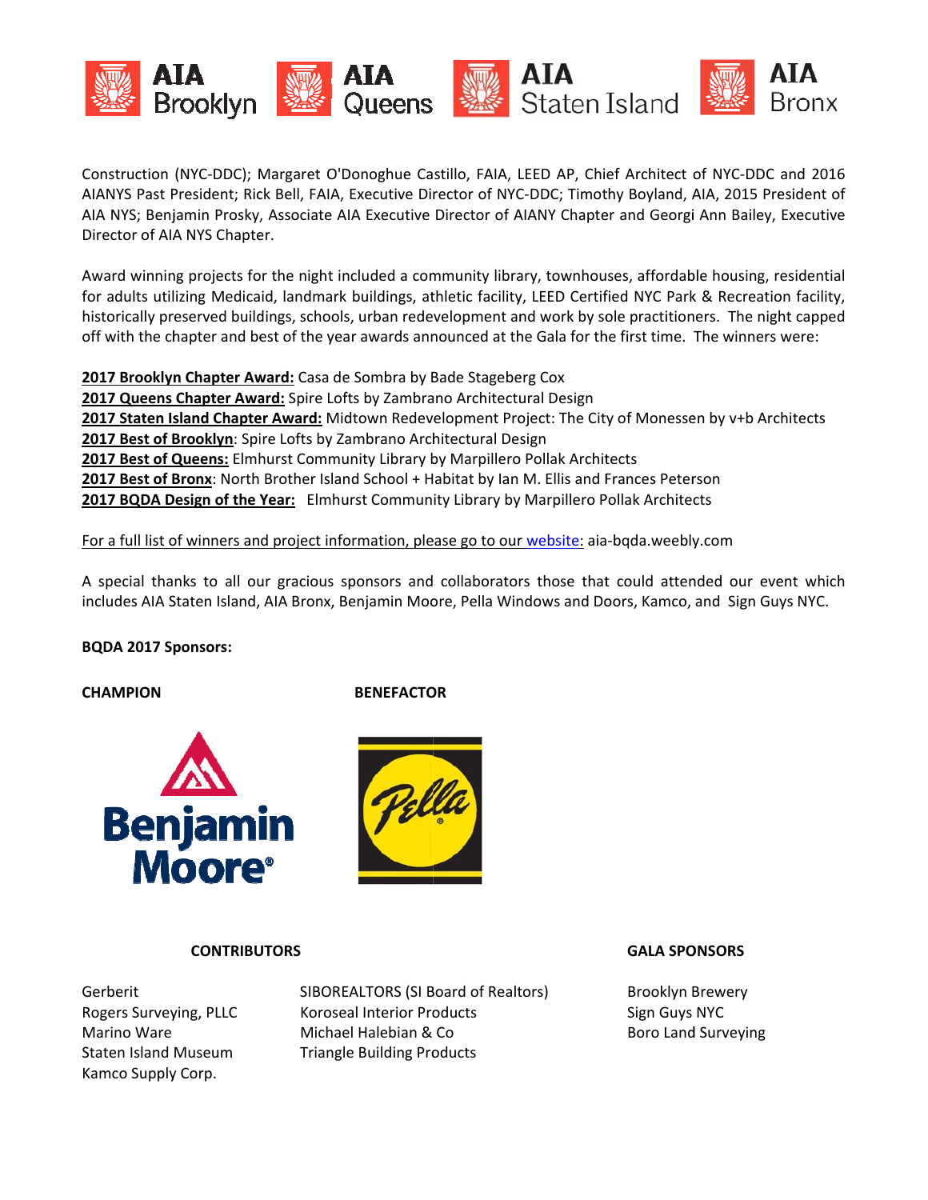Construction (NYC-DDC); Margaret O'Donoghue Castillo, FAIA, LEED AP, Chief Architect of NYC-DDC and 2016 AIANYS Past President; Rick Bell, FAIA, Executive Director of NYC-DDC; Timothy Boyland, AIA, 2015 President of AIA NYS; Benjamin Prosky, Associate AIA Executive Director of AIANY Chapter and Georgi Ann Bailey, Executive Director of AIA NYS Chapter.

Award winning projects for the night included a community library, townhouses, affordable housing, residential for adults utilizing Medicaid, landmark buildings, athletic facility, LEED Certified NYC Park & Recreation facility, historically preserved buildings, schools, urban redevelopment and work by sole practitioners. The night capped off with the chapter and best of the year awards announced at the Gala for the first time. The winners were:

**2017 Brooklyn Chapter Award:** Casa de Sombra by Bade Stageberg Cox
**2017 Queens Chapter Award:** Spire Lofts by Zambrano Architectural Design
**2017 Staten Island Chapter Award:** Midtown Redevelopment Project: The City of Monessen by v+b Architects
**2017 Best of Brooklyn**: Spire Lofts by Zambrano Architectural Design
**2017 Best of Queens:** Elmhurst Community Library by Marpillero Pollak Architects
**2017 Best of Bronx**: North Brother Island School + Habitat by Ian M. Ellis and Frances Peterson
**2017 BQDA Design of the Year:** Elmhurst Community Library by Marpillero Pollak Architects

For a full list of winners and project information, please go to our website: aia-bqda.weebly.com

A special thanks to all our gracious sponsors and collaborators those that could attended our event which includes AIA Staten Island, AIA Bronx, Benjamin Moore, Pella Windows and Doors, Kamco, and Sign Guys NYC.

**BQDA 2017 Sponsors:**

**CHAMPION**

Benjamin Moore

**BENEFACTOR**

Pella

**CONTRIBUTORS**

Gerberit
Rogers Surveying, PLLC
Marino Ware
Staten Island Museum
Kamco Supply Corp.
SIBOREALTORS (SI Board of Realtors)
Koroseal Interior Products
Michael Halebian & Co
Triangle Building Products

**GALA SPONSORS**

Brooklyn Brewery
Sign Guys NYC
Boro Land Surveying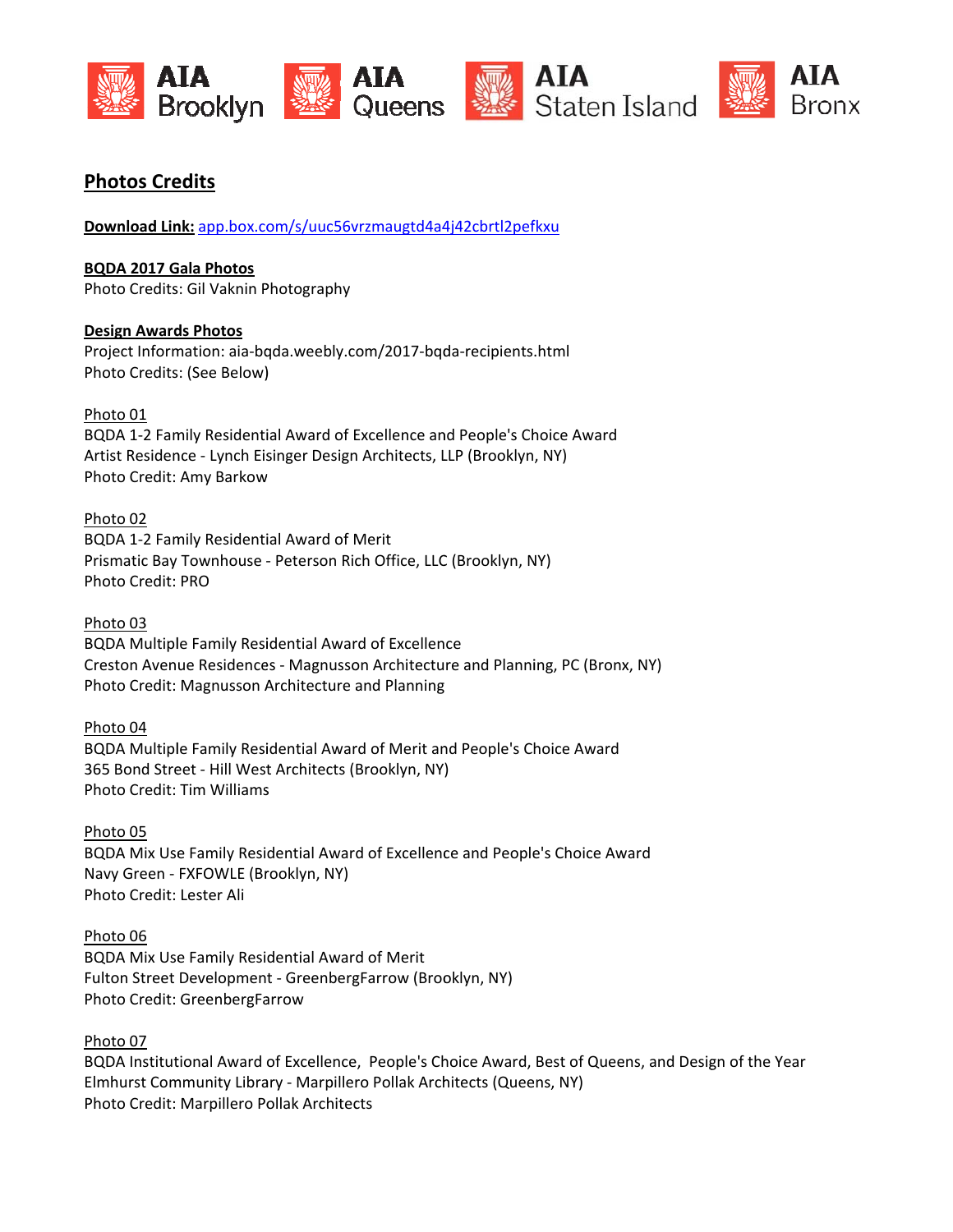AIA Brooklyn AIA Queens AIA Staten Island AIA Bronx

## Photos Credits

**Download Link:** app.box.com/s/uuc56vrzmaugtd4a4j42cbrtl2pefkxu

**BQDA 2017 Gala Photos**
Photo Credits: Gil Vaknin Photography

**Design Awards Photos**
Project Information: aia-bqda.weebly.com/2017-bqda-recipients.html
Photo Credits: (See Below)

Photo 01
BQDA 1-2 Family Residential Award of Excellence and People's Choice Award
Artist Residence - Lynch Eisinger Design Architects, LLP (Brooklyn, NY)
Photo Credit: Amy Barkow

Photo 02
BQDA 1-2 Family Residential Award of Merit
Prismatic Bay Townhouse - Peterson Rich Office, LLC (Brooklyn, NY)
Photo Credit: PRO

Photo 03
BQDA Multiple Family Residential Award of Excellence
Creston Avenue Residences - Magnusson Architecture and Planning, PC (Bronx, NY)
Photo Credit: Magnusson Architecture and Planning

Photo 04
BQDA Multiple Family Residential Award of Merit and People's Choice Award
365 Bond Street - Hill West Architects (Brooklyn, NY)
Photo Credit: Tim Williams

Photo 05
BQDA Mix Use Family Residential Award of Excellence and People's Choice Award
Navy Green - FXFOWLE (Brooklyn, NY)
Photo Credit: Lester Ali

Photo 06
BQDA Mix Use Family Residential Award of Merit
Fulton Street Development - GreenbergFarrow (Brooklyn, NY)
Photo Credit: GreenbergFarrow

Photo 07
BQDA Institutional Award of Excellence, People's Choice Award, Best of Queens, and Design of the Year
Elmhurst Community Library - Marpillero Pollak Architects (Queens, NY)
Photo Credit: Marpillero Pollak Architects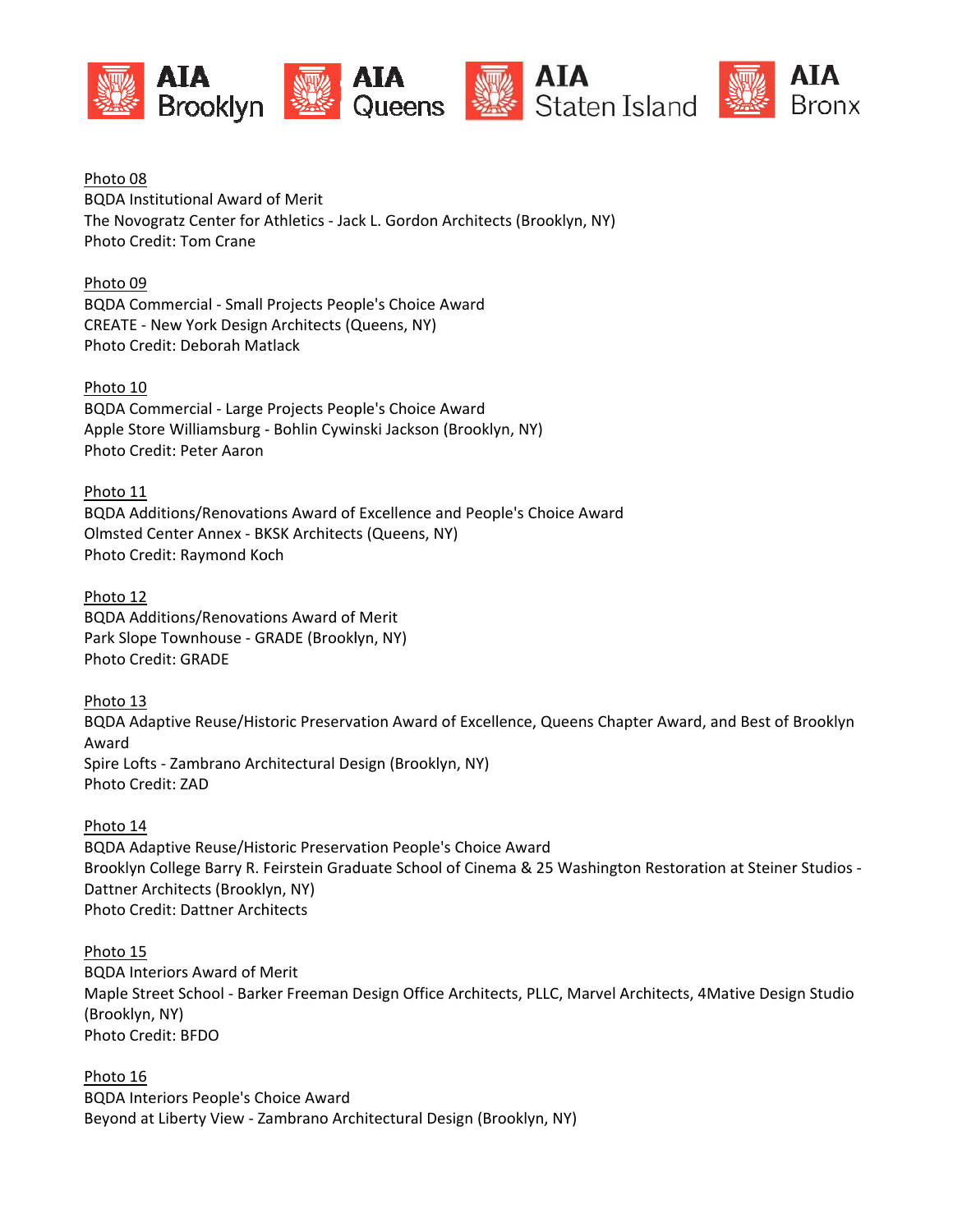Photo 08
BQDA Institutional Award of Merit
The Novogratz Center for Athletics - Jack L. Gordon Architects (Brooklyn, NY)
Photo Credit: Tom Crane

Photo 09
BQDA Commercial - Small Projects People's Choice Award
CREATE - New York Design Architects (Queens, NY)
Photo Credit: Deborah Matlack

Photo 10
BQDA Commercial - Large Projects People's Choice Award
Apple Store Williamsburg - Bohlin Cywinski Jackson (Brooklyn, NY)
Photo Credit: Peter Aaron

Photo 11
BQDA Additions/Renovations Award of Excellence and People's Choice Award
Olmsted Center Annex - BKSK Architects (Queens, NY)
Photo Credit: Raymond Koch

Photo 12
BQDA Additions/Renovations Award of Merit
Park Slope Townhouse - GRADE (Brooklyn, NY)
Photo Credit: GRADE

Photo 13
BQDA Adaptive Reuse/Historic Preservation Award of Excellence, Queens Chapter Award, and Best of Brooklyn Award
Spire Lofts - Zambrano Architectural Design (Brooklyn, NY)
Photo Credit: ZAD

Photo 14
BQDA Adaptive Reuse/Historic Preservation People's Choice Award
Brooklyn College Barry R. Feirstein Graduate School of Cinema & 25 Washington Restoration at Steiner Studios - Dattner Architects (Brooklyn, NY)
Photo Credit: Dattner Architects

Photo 15
BQDA Interiors Award of Merit
Maple Street School - Barker Freeman Design Office Architects, PLLC, Marvel Architects, 4Mative Design Studio (Brooklyn, NY)
Photo Credit: BFDO

Photo 16
BQDA Interiors People's Choice Award
Beyond at Liberty View - Zambrano Architectural Design (Brooklyn, NY)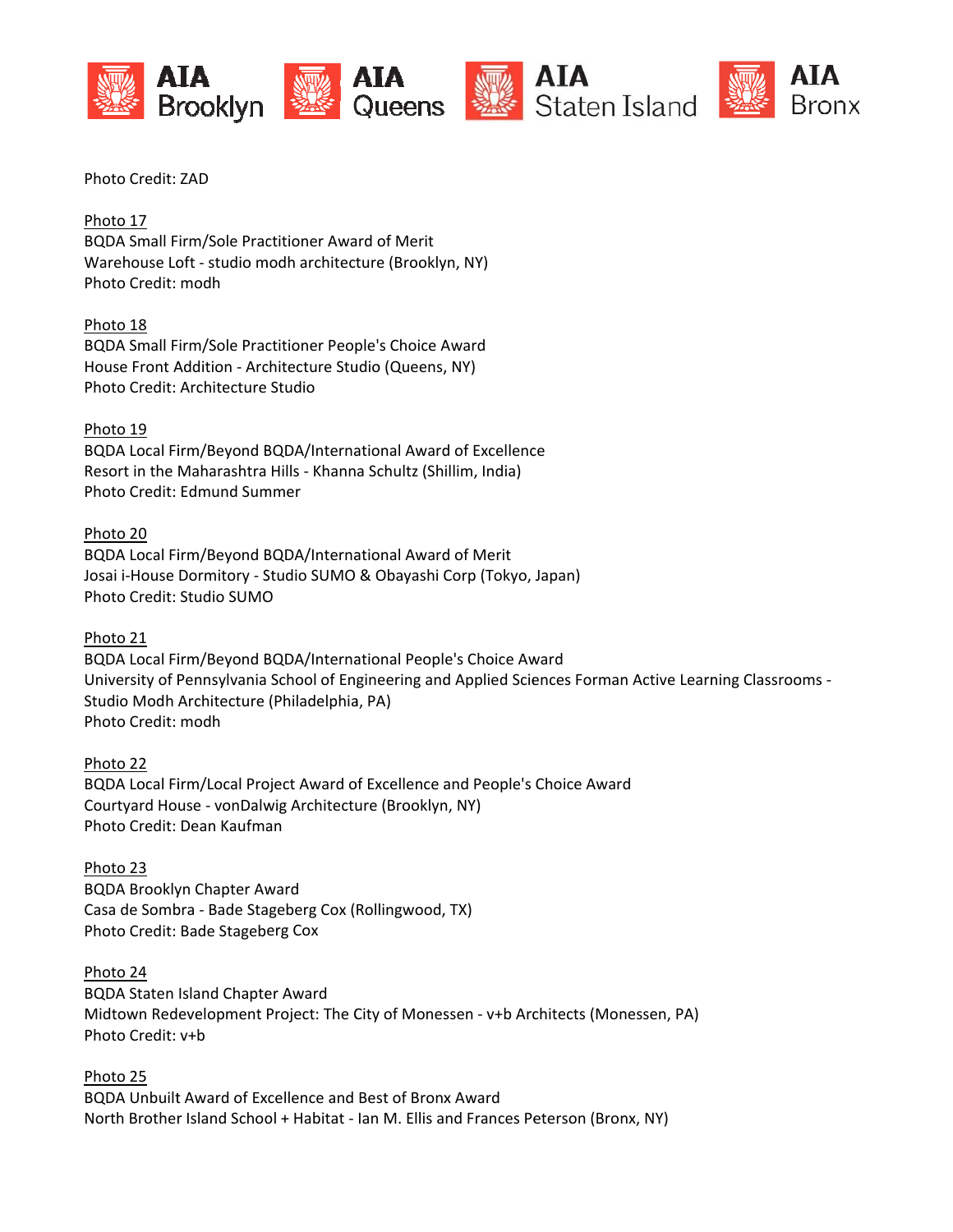Photo Credit: ZAD

Photo 17
BQDA Small Firm/Sole Practitioner Award of Merit
Warehouse Loft - studio modh architecture (Brooklyn, NY)
Photo Credit: modh

Photo 18
BQDA Small Firm/Sole Practitioner People's Choice Award
House Front Addition - Architecture Studio (Queens, NY)
Photo Credit: Architecture Studio

Photo 19
BQDA Local Firm/Beyond BQDA/International Award of Excellence
Resort in the Maharashtra Hills - Khanna Schultz (Shillim, India)
Photo Credit: Edmund Summer

Photo 20
BQDA Local Firm/Beyond BQDA/International Award of Merit
Josai i-House Dormitory - Studio SUMO & Obayashi Corp (Tokyo, Japan)
Photo Credit: Studio SUMO

Photo 21
BQDA Local Firm/Beyond BQDA/International People's Choice Award
University of Pennsylvania School of Engineering and Applied Sciences Forman Active Learning Classrooms - Studio Modh Architecture (Philadelphia, PA)
Photo Credit: modh

Photo 22
BQDA Local Firm/Local Project Award of Excellence and People's Choice Award
Courtyard House - vonDalwig Architecture (Brooklyn, NY)
Photo Credit: Dean Kaufman

Photo 23
BQDA Brooklyn Chapter Award
Casa de Sombra - Bade Stageberg Cox (Rollingwood, TX)
Photo Credit: Bade Stageberg Cox

Photo 24
BQDA Staten Island Chapter Award
Midtown Redevelopment Project: The City of Monessen - v+b Architects (Monessen, PA)
Photo Credit: v+b

Photo 25
BQDA Unbuilt Award of Excellence and Best of Bronx Award
North Brother Island School + Habitat - Ian M. Ellis and Frances Peterson (Bronx, NY)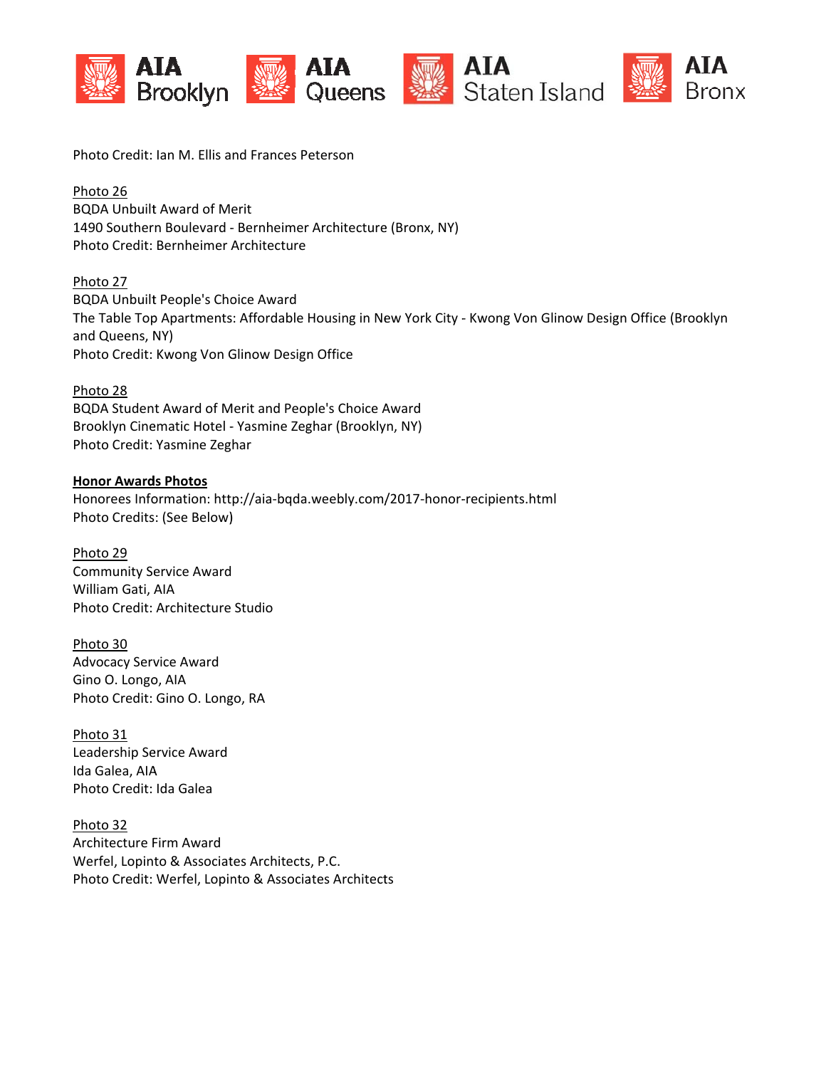Photo Credit: Ian M. Ellis and Frances Peterson

Photo 26
BQDA Unbuilt Award of Merit
1490 Southern Boulevard - Bernheimer Architecture (Bronx, NY)
Photo Credit: Bernheimer Architecture

Photo 27
BQDA Unbuilt People's Choice Award
The Table Top Apartments: Affordable Housing in New York City - Kwong Von Glinow Design Office (Brooklyn and Queens, NY)
Photo Credit: Kwong Von Glinow Design Office

Photo 28
BQDA Student Award of Merit and People's Choice Award
Brooklyn Cinematic Hotel - Yasmine Zeghar (Brooklyn, NY)
Photo Credit: Yasmine Zeghar

**Honor Awards Photos**
Honorees Information: http://aia-bqda.weebly.com/2017-honor-recipients.html
Photo Credits: (See Below)

Photo 29
Community Service Award
William Gati, AIA
Photo Credit: Architecture Studio

Photo 30
Advocacy Service Award
Gino O. Longo, AIA
Photo Credit: Gino O. Longo, RA

Photo 31
Leadership Service Award
Ida Galea, AIA
Photo Credit: Ida Galea

Photo 32
Architecture Firm Award
Werfel, Lopinto & Associates Architects, P.C.
Photo Credit: Werfel, Lopinto & Associates Architects